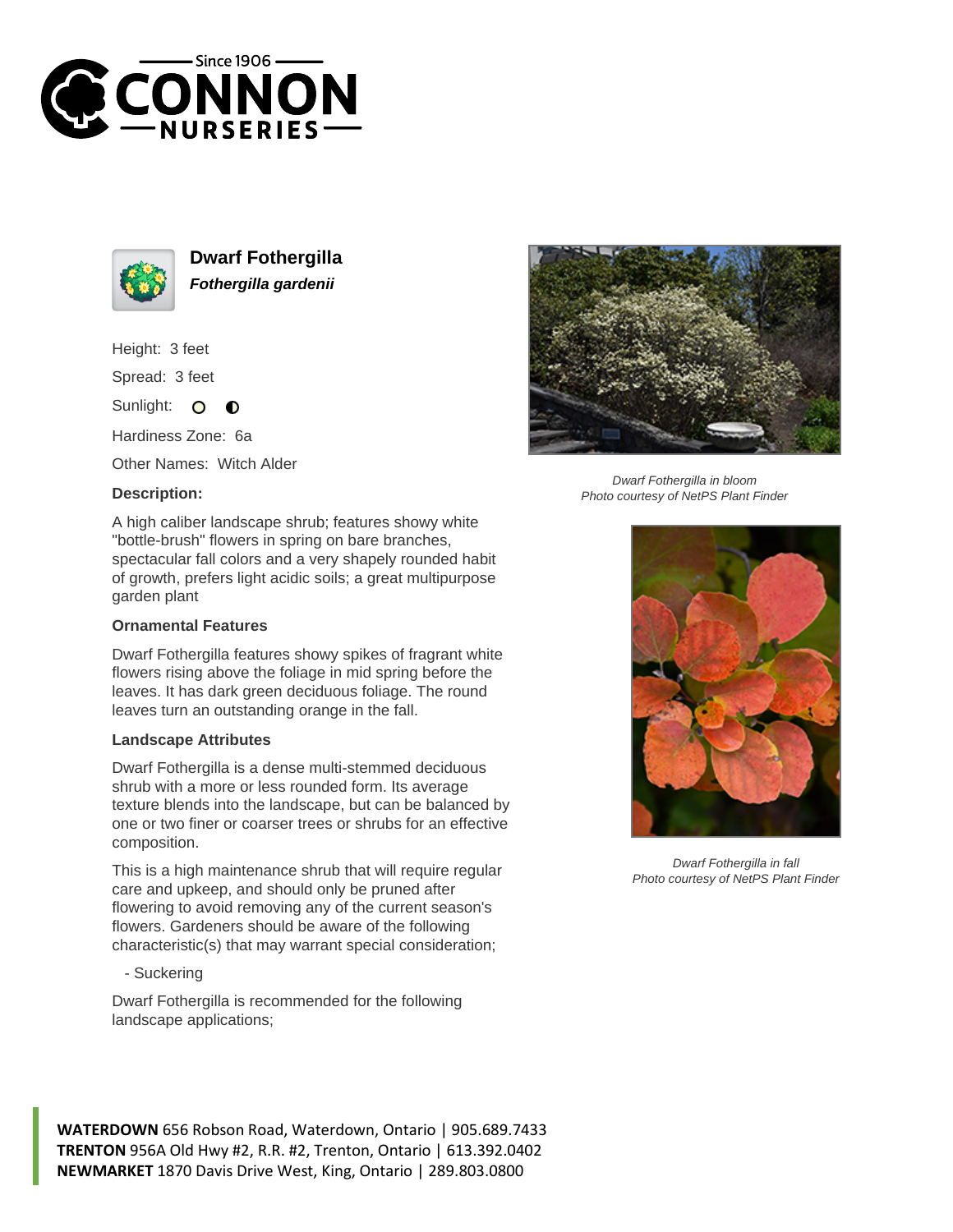# Dwarf Fothergilla

***Fothergilla gardenii***

Height: 3 feet

Spread: 3 feet

Sunlight:

Hardiness Zone: 6a

Other Names: Witch Alder

**Description:**

A high caliber landscape shrub; features showy white "bottle-brush" flowers in spring on bare branches, spectacular fall colors and a very shapely rounded habit of growth, prefers light acidic soils; a great multipurpose garden plant

### Ornamental Features

Dwarf Fothergilla features showy spikes of fragrant white flowers rising above the foliage in mid spring before the leaves. It has dark green deciduous foliage. The round leaves turn an outstanding orange in the fall.

### Landscape Attributes

Dwarf Fothergilla is a dense multi-stemmed deciduous shrub with a more or less rounded form. Its average texture blends into the landscape, but can be balanced by one or two finer or coarser trees or shrubs for an effective composition.

This is a high maintenance shrub that will require regular care and upkeep, and should only be pruned after flowering to avoid removing any of the current season's flowers. Gardeners should be aware of the following characteristic(s) that may warrant special consideration;

- Suckering

Dwarf Fothergilla is recommended for the following landscape applications;

*Dwarf Fothergilla in bloom*
*Photo courtesy of NetPS Plant Finder*

*Dwarf Fothergilla in fall*
*Photo courtesy of NetPS Plant Finder*

**WATERDOWN** 656 Robson Road, Waterdown, Ontario | 905.689.7433
**TRENTON** 956A Old Hwy #2, R.R. #2, Trenton, Ontario | 613.392.0402
**NEWMARKET** 1870 Davis Drive West, King, Ontario | 289.803.0800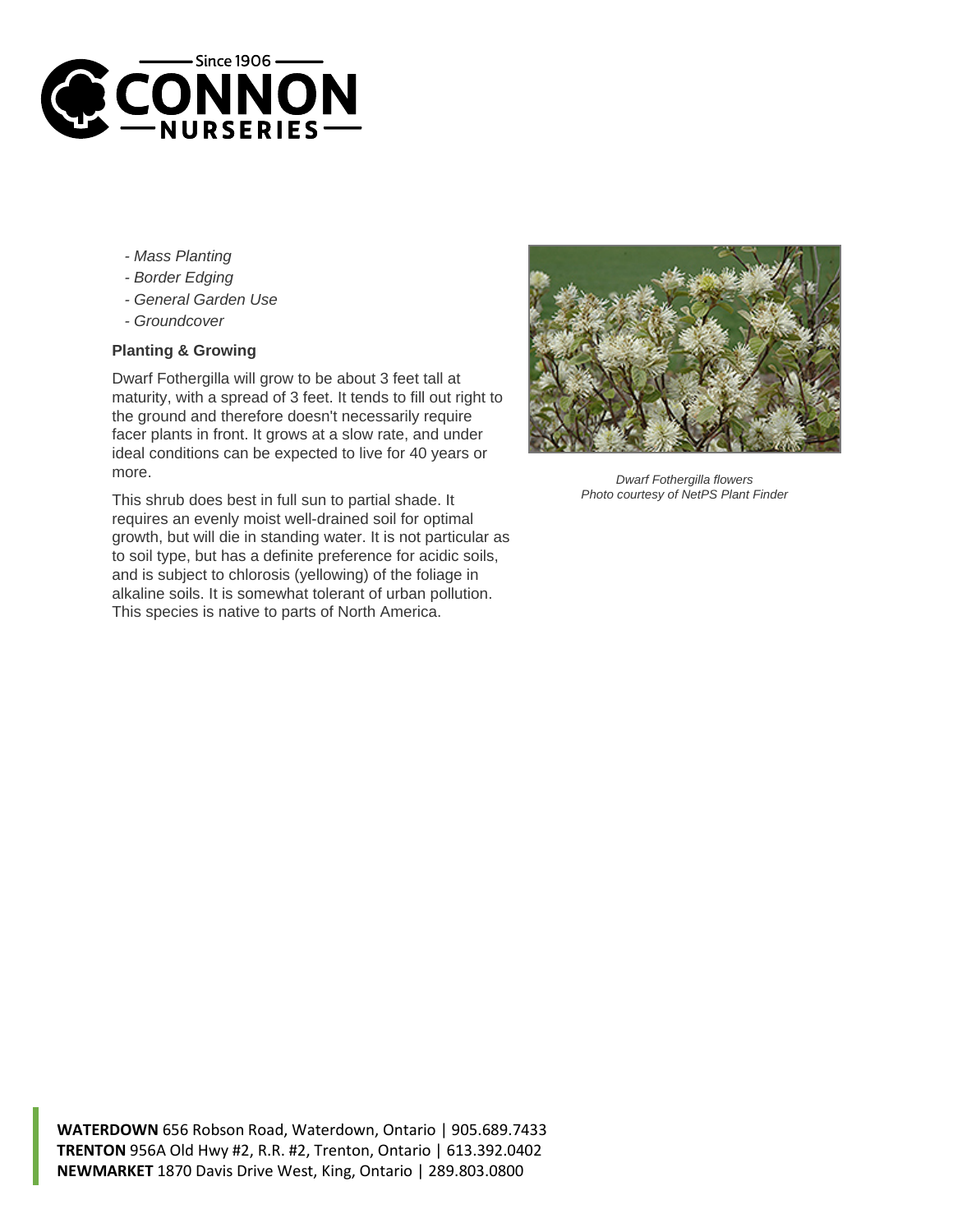- *Mass Planting*
- *Border Edging*
- *General Garden Use*
- *Groundcover*

**Planting & Growing**

Dwarf Fothergilla will grow to be about 3 feet tall at maturity, with a spread of 3 feet. It tends to fill out right to the ground and therefore doesn't necessarily require facer plants in front. It grows at a slow rate, and under ideal conditions can be expected to live for 40 years or more.

This shrub does best in full sun to partial shade. It requires an evenly moist well-drained soil for optimal growth, but will die in standing water. It is not particular as to soil type, but has a definite preference for acidic soils, and is subject to chlorosis (yellowing) of the foliage in alkaline soils. It is somewhat tolerant of urban pollution. This species is native to parts of North America.

*Dwarf Fothergilla flowers*
*Photo courtesy of NetPS Plant Finder*

**WATERDOWN** 656 Robson Road, Waterdown, Ontario | 905.689.7433
**TRENTON** 956A Old Hwy #2, R.R. #2, Trenton, Ontario | 613.392.0402
**NEWMARKET** 1870 Davis Drive West, King, Ontario | 289.803.0800